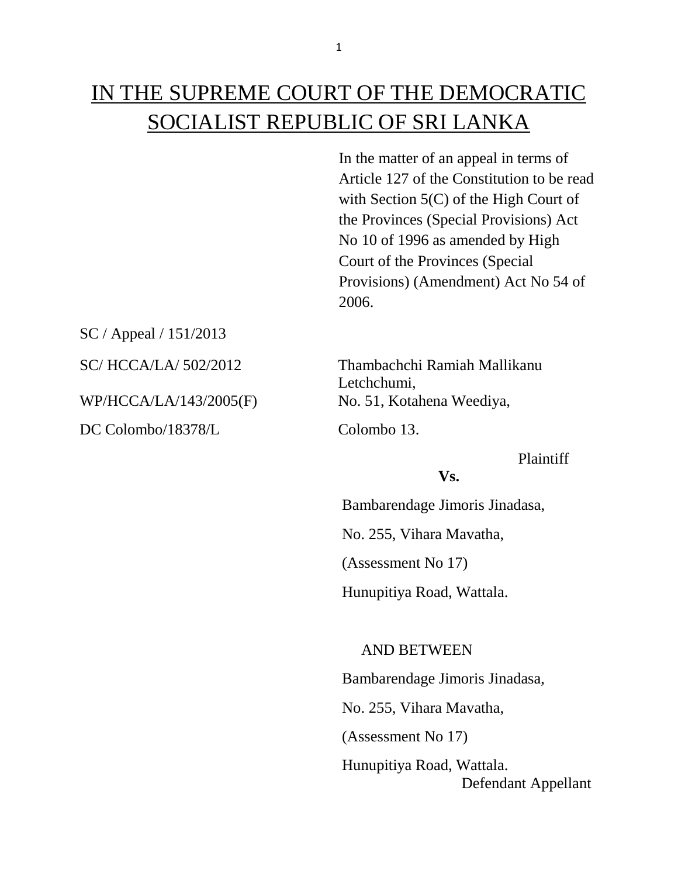# IN THE SUPREME COURT OF THE DEMOCRATIC SOCIALIST REPUBLIC OF SRI LANKA

In the matter of an appeal in terms of Article 127 of the Constitution to be read with Section 5(C) of the High Court of the Provinces (Special Provisions) Act No 10 of 1996 as amended by High Court of the Provinces (Special Provisions) (Amendment) Act No 54 of 2006.

SC / Appeal / 151/2013

SC/ HCCA/LA/ 502/2012

WP/HCCA/LA/143/2005(F)

DC Colombo/18378/L

Thambachchi Ramiah Mallikanu Letchchumi,
No. 51, Kotahena Weediya,
Colombo 13.

Plaintiff

**Vs.**

Bambarendage Jimoris Jinadasa,
No. 255, Vihara Mavatha,
(Assessment No 17)
Hunupitiya Road, Wattala.

AND BETWEEN

Bambarendage Jimoris Jinadasa,
No. 255, Vihara Mavatha,
(Assessment No 17)
Hunupitiya Road, Wattala.

Defendant Appellant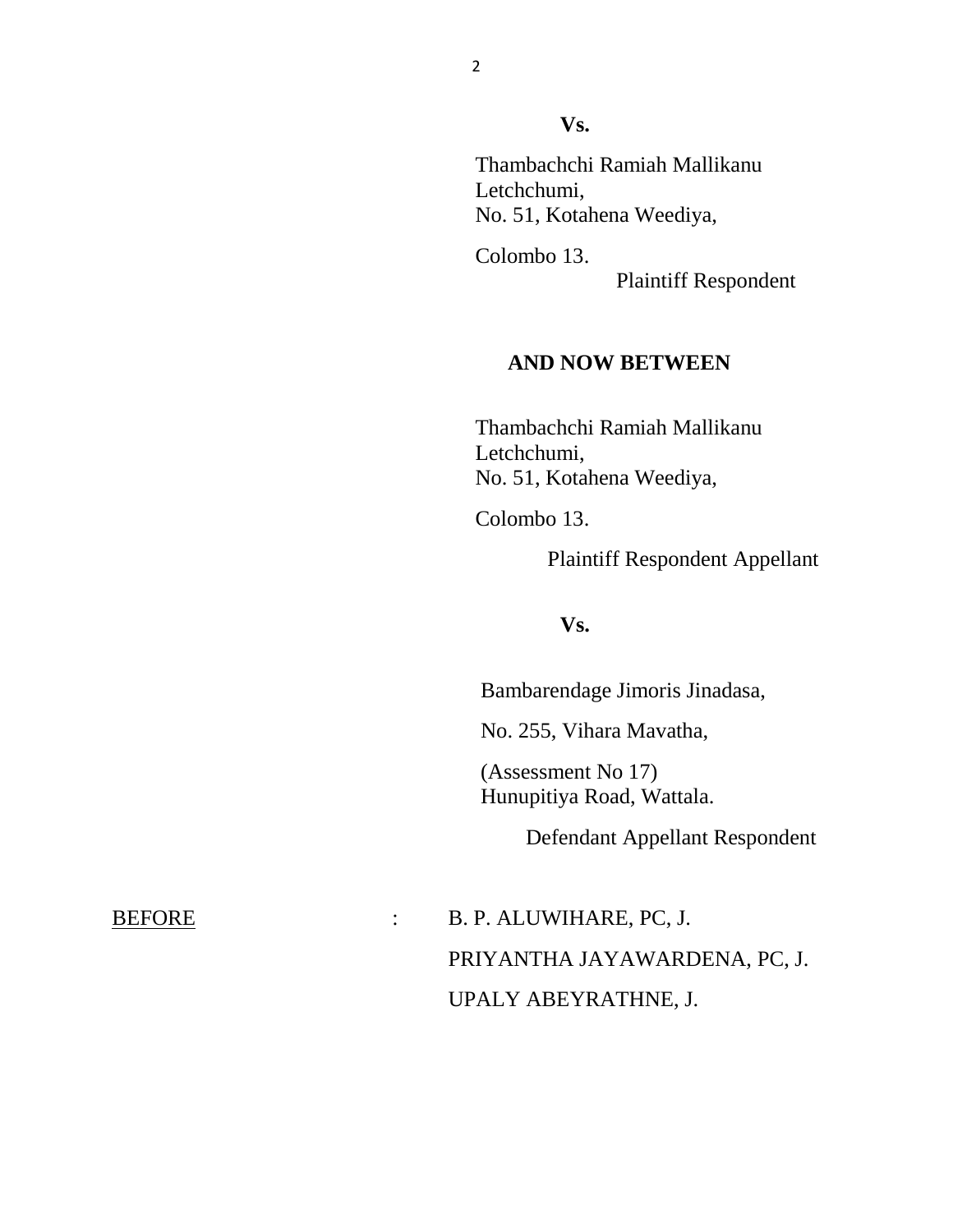**Vs.**

Thambachchi Ramiah Mallikanu  
Letchchumi,  
No. 51, Kotahena Weediya,

Colombo 13.

Plaintiff Respondent

**AND NOW BETWEEN**

Thambachchi Ramiah Mallikanu  
Letchchumi,  
No. 51, Kotahena Weediya,

Colombo 13.

Plaintiff Respondent Appellant

**Vs.**

Bambarendage Jimoris Jinadasa,

No. 255, Vihara Mavatha,

(Assessment No 17)  
Hunupitiya Road, Wattala.

Defendant Appellant Respondent

BEFORE : B. P. ALUWIHARE, PC, J.

PRIYANTHA JAYAWARDENA, PC, J.

UPALY ABEYRATHNE, J.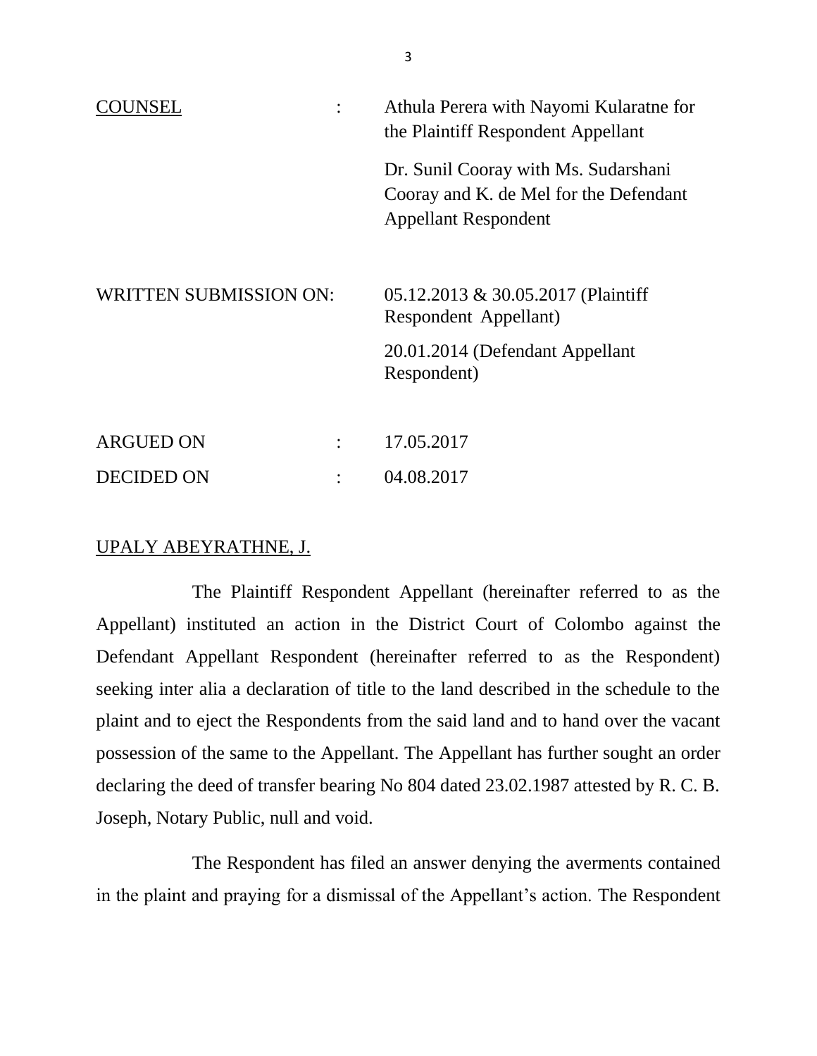| | | |
|---|---|---|
| <u>COUNSEL</u> | : | Athula Perera with Nayomi Kularatne for the Plaintiff Respondent Appellant<br><br>Dr. Sunil Cooray with Ms. Sudarshani Cooray and K. de Mel for the Defendant Appellant Respondent |
| WRITTEN SUBMISSION ON: | | 05.12.2013 & 30.05.2017 (Plaintiff Respondent Appellant)<br><br>20.01.2014 (Defendant Appellant Respondent) |
| ARGUED ON | : | 17.05.2017 |
| DECIDED ON | : | 04.08.2017 |

<u>UPALY ABEYRATHNE, J.</u>

The Plaintiff Respondent Appellant (hereinafter referred to as the Appellant) instituted an action in the District Court of Colombo against the Defendant Appellant Respondent (hereinafter referred to as the Respondent) seeking inter alia a declaration of title to the land described in the schedule to the plaint and to eject the Respondents from the said land and to hand over the vacant possession of the same to the Appellant. The Appellant has further sought an order declaring the deed of transfer bearing No 804 dated 23.02.1987 attested by R. C. B. Joseph, Notary Public, null and void.

The Respondent has filed an answer denying the averments contained in the plaint and praying for a dismissal of the Appellant's action. The Respondent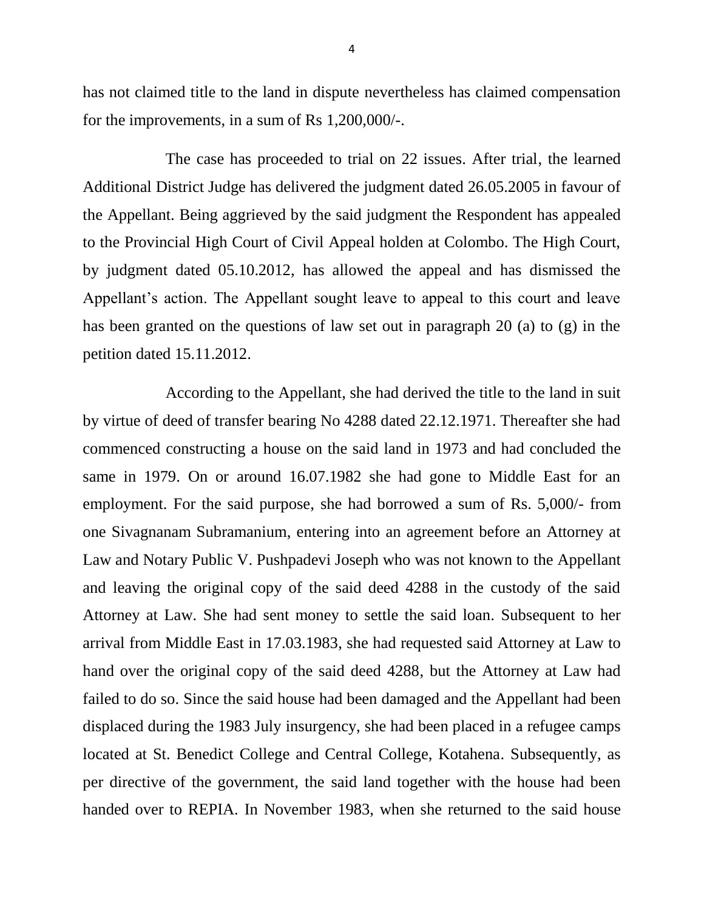has not claimed title to the land in dispute nevertheless has claimed compensation for the improvements, in a sum of Rs 1,200,000/-.

The case has proceeded to trial on 22 issues. After trial, the learned Additional District Judge has delivered the judgment dated 26.05.2005 in favour of the Appellant. Being aggrieved by the said judgment the Respondent has appealed to the Provincial High Court of Civil Appeal holden at Colombo. The High Court, by judgment dated 05.10.2012, has allowed the appeal and has dismissed the Appellant's action. The Appellant sought leave to appeal to this court and leave has been granted on the questions of law set out in paragraph 20 (a) to (g) in the petition dated 15.11.2012.

According to the Appellant, she had derived the title to the land in suit by virtue of deed of transfer bearing No 4288 dated 22.12.1971. Thereafter she had commenced constructing a house on the said land in 1973 and had concluded the same in 1979. On or around 16.07.1982 she had gone to Middle East for an employment. For the said purpose, she had borrowed a sum of Rs. 5,000/- from one Sivagnanam Subramanium, entering into an agreement before an Attorney at Law and Notary Public V. Pushpadevi Joseph who was not known to the Appellant and leaving the original copy of the said deed 4288 in the custody of the said Attorney at Law. She had sent money to settle the said loan. Subsequent to her arrival from Middle East in 17.03.1983, she had requested said Attorney at Law to hand over the original copy of the said deed 4288, but the Attorney at Law had failed to do so. Since the said house had been damaged and the Appellant had been displaced during the 1983 July insurgency, she had been placed in a refugee camps located at St. Benedict College and Central College, Kotahena. Subsequently, as per directive of the government, the said land together with the house had been handed over to REPIA. In November 1983, when she returned to the said house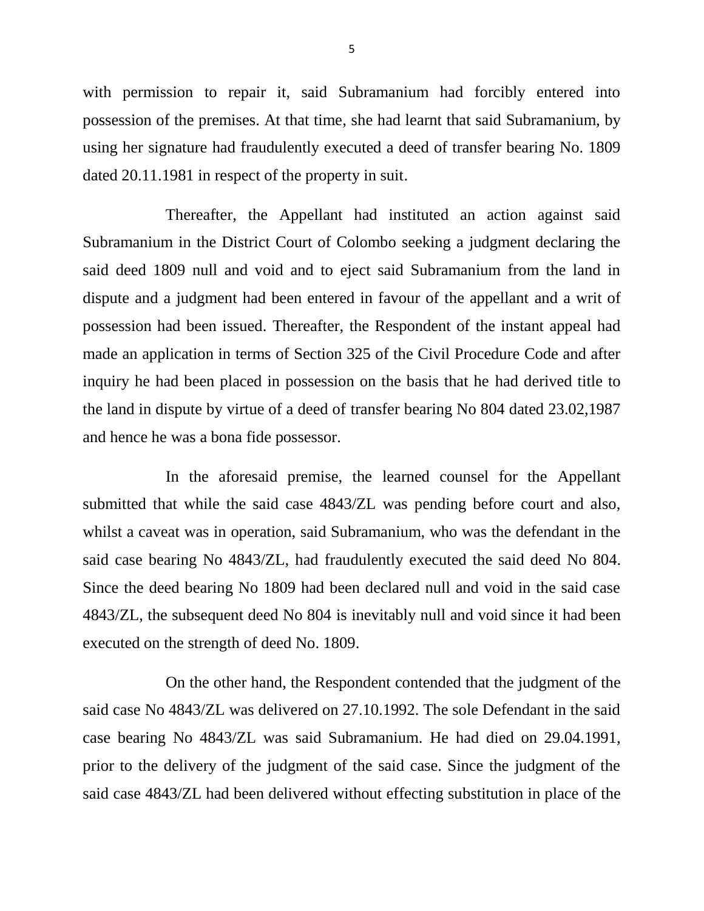with permission to repair it, said Subramanium had forcibly entered into possession of the premises. At that time, she had learnt that said Subramanium, by using her signature had fraudulently executed a deed of transfer bearing No. 1809 dated 20.11.1981 in respect of the property in suit.

Thereafter, the Appellant had instituted an action against said Subramanium in the District Court of Colombo seeking a judgment declaring the said deed 1809 null and void and to eject said Subramanium from the land in dispute and a judgment had been entered in favour of the appellant and a writ of possession had been issued. Thereafter, the Respondent of the instant appeal had made an application in terms of Section 325 of the Civil Procedure Code and after inquiry he had been placed in possession on the basis that he had derived title to the land in dispute by virtue of a deed of transfer bearing No 804 dated 23.02,1987 and hence he was a bona fide possessor.

In the aforesaid premise, the learned counsel for the Appellant submitted that while the said case 4843/ZL was pending before court and also, whilst a caveat was in operation, said Subramanium, who was the defendant in the said case bearing No 4843/ZL, had fraudulently executed the said deed No 804. Since the deed bearing No 1809 had been declared null and void in the said case 4843/ZL, the subsequent deed No 804 is inevitably null and void since it had been executed on the strength of deed No. 1809.

On the other hand, the Respondent contended that the judgment of the said case No 4843/ZL was delivered on 27.10.1992. The sole Defendant in the said case bearing No 4843/ZL was said Subramanium. He had died on 29.04.1991, prior to the delivery of the judgment of the said case. Since the judgment of the said case 4843/ZL had been delivered without effecting substitution in place of the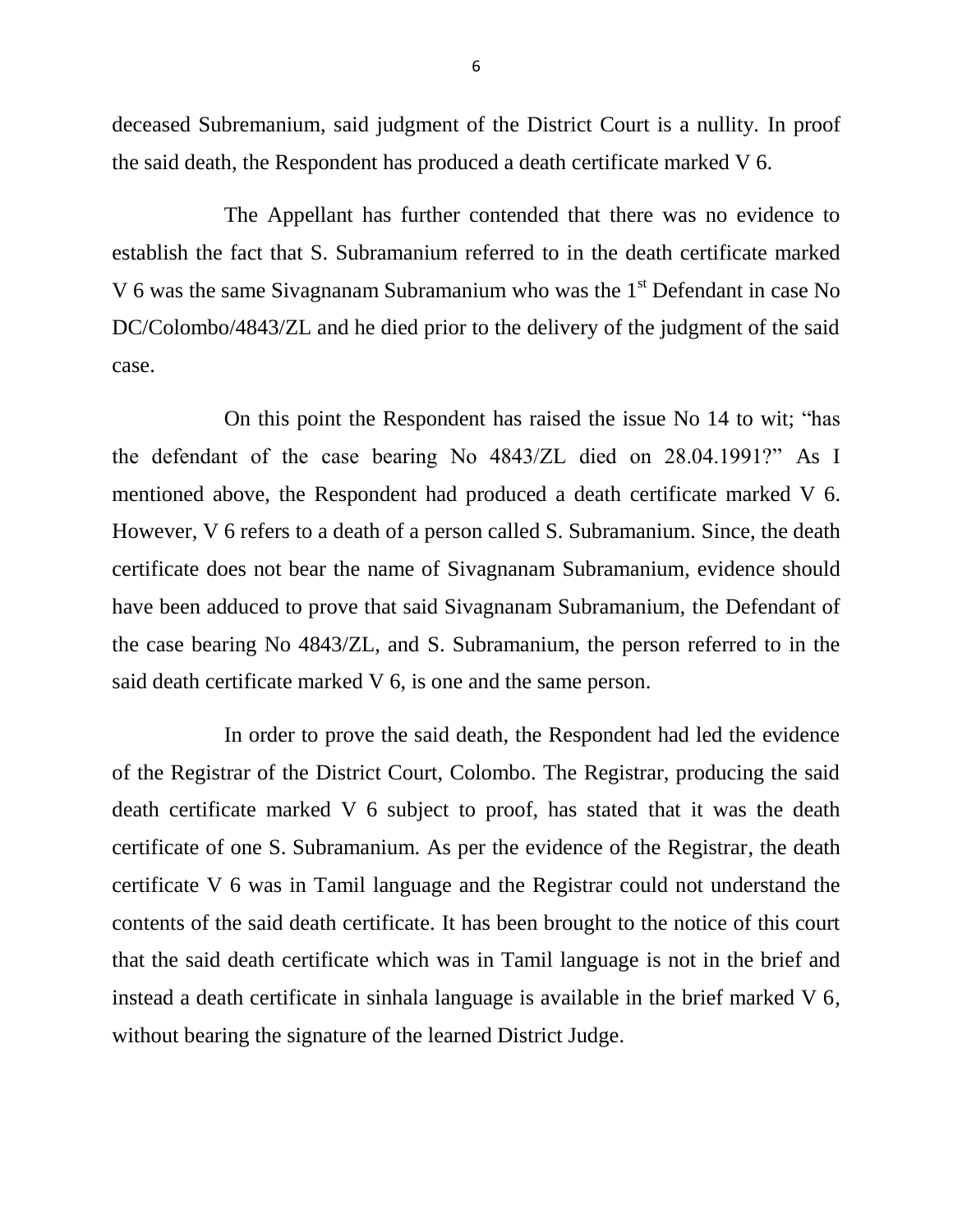deceased Subremanium, said judgment of the District Court is a nullity. In proof the said death, the Respondent has produced a death certificate marked V 6.

The Appellant has further contended that there was no evidence to establish the fact that S. Subramanium referred to in the death certificate marked V 6 was the same Sivagnanam Subramanium who was the 1st Defendant in case No DC/Colombo/4843/ZL and he died prior to the delivery of the judgment of the said case.

On this point the Respondent has raised the issue No 14 to wit; "has the defendant of the case bearing No 4843/ZL died on 28.04.1991?" As I mentioned above, the Respondent had produced a death certificate marked V 6. However, V 6 refers to a death of a person called S. Subramanium. Since, the death certificate does not bear the name of Sivagnanam Subramanium, evidence should have been adduced to prove that said Sivagnanam Subramanium, the Defendant of the case bearing No 4843/ZL, and S. Subramanium, the person referred to in the said death certificate marked V 6, is one and the same person.

In order to prove the said death, the Respondent had led the evidence of the Registrar of the District Court, Colombo. The Registrar, producing the said death certificate marked V 6 subject to proof, has stated that it was the death certificate of one S. Subramanium. As per the evidence of the Registrar, the death certificate V 6 was in Tamil language and the Registrar could not understand the contents of the said death certificate. It has been brought to the notice of this court that the said death certificate which was in Tamil language is not in the brief and instead a death certificate in sinhala language is available in the brief marked V 6, without bearing the signature of the learned District Judge.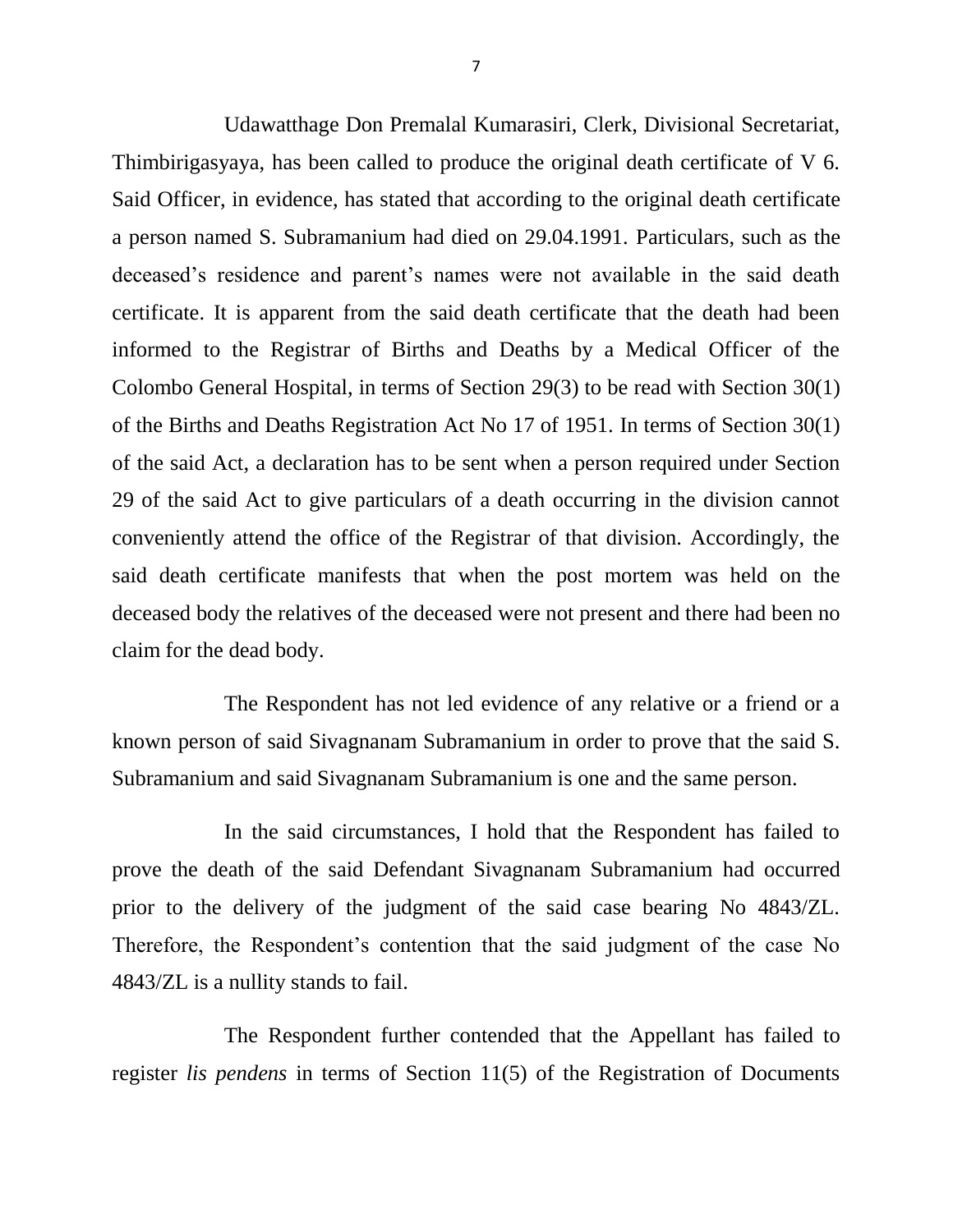Udawatthage Don Premalal Kumarasiri, Clerk, Divisional Secretariat, Thimbirigasyaya, has been called to produce the original death certificate of V 6. Said Officer, in evidence, has stated that according to the original death certificate a person named S. Subramanium had died on 29.04.1991. Particulars, such as the deceased's residence and parent's names were not available in the said death certificate. It is apparent from the said death certificate that the death had been informed to the Registrar of Births and Deaths by a Medical Officer of the Colombo General Hospital, in terms of Section 29(3) to be read with Section 30(1) of the Births and Deaths Registration Act No 17 of 1951. In terms of Section 30(1) of the said Act, a declaration has to be sent when a person required under Section 29 of the said Act to give particulars of a death occurring in the division cannot conveniently attend the office of the Registrar of that division. Accordingly, the said death certificate manifests that when the post mortem was held on the deceased body the relatives of the deceased were not present and there had been no claim for the dead body.

The Respondent has not led evidence of any relative or a friend or a known person of said Sivagnanam Subramanium in order to prove that the said S. Subramanium and said Sivagnanam Subramanium is one and the same person.

In the said circumstances, I hold that the Respondent has failed to prove the death of the said Defendant Sivagnanam Subramanium had occurred prior to the delivery of the judgment of the said case bearing No 4843/ZL. Therefore, the Respondent's contention that the said judgment of the case No 4843/ZL is a nullity stands to fail.

The Respondent further contended that the Appellant has failed to register *lis pendens* in terms of Section 11(5) of the Registration of Documents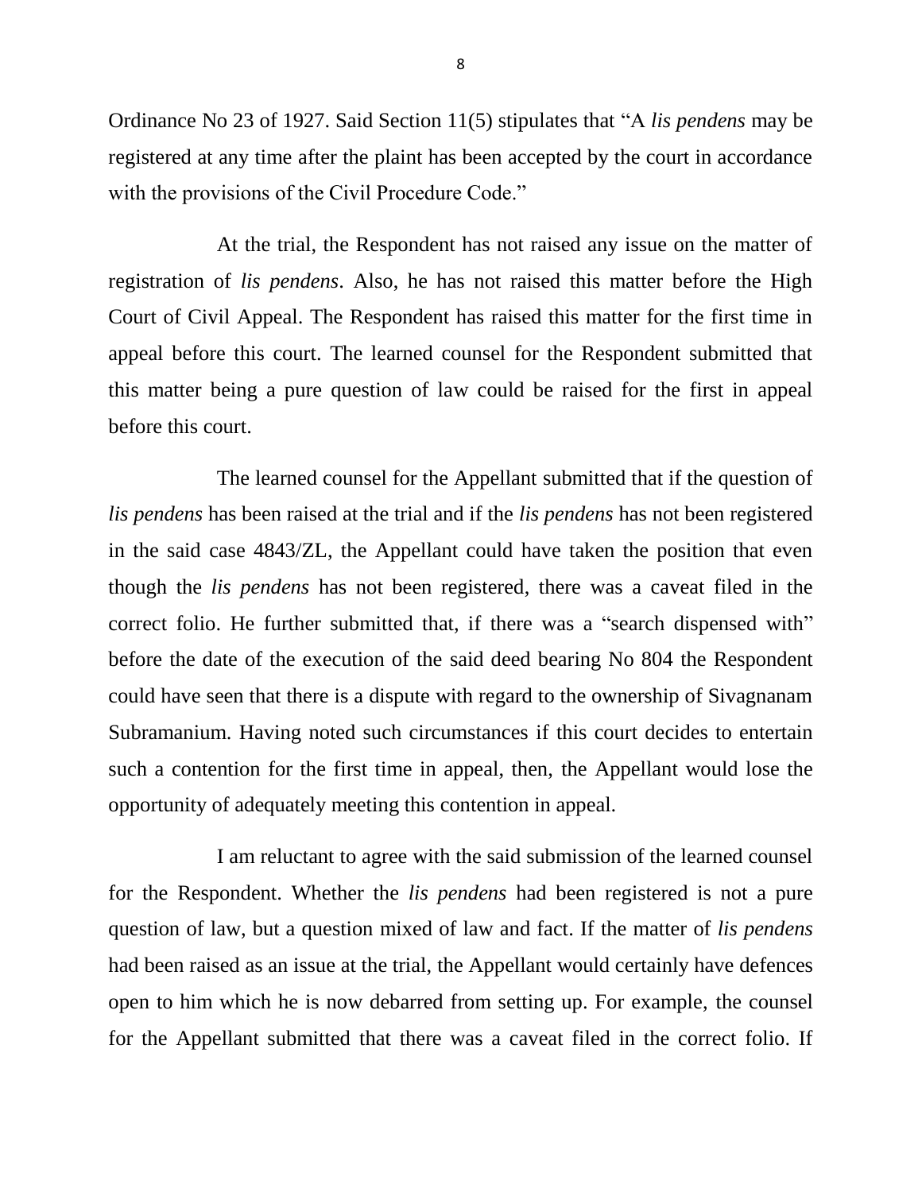Ordinance No 23 of 1927. Said Section 11(5) stipulates that "A *lis pendens* may be registered at any time after the plaint has been accepted by the court in accordance with the provisions of the Civil Procedure Code."

At the trial, the Respondent has not raised any issue on the matter of registration of *lis pendens*. Also, he has not raised this matter before the High Court of Civil Appeal. The Respondent has raised this matter for the first time in appeal before this court. The learned counsel for the Respondent submitted that this matter being a pure question of law could be raised for the first in appeal before this court.

The learned counsel for the Appellant submitted that if the question of *lis pendens* has been raised at the trial and if the *lis pendens* has not been registered in the said case 4843/ZL, the Appellant could have taken the position that even though the *lis pendens* has not been registered, there was a caveat filed in the correct folio. He further submitted that, if there was a "search dispensed with" before the date of the execution of the said deed bearing No 804 the Respondent could have seen that there is a dispute with regard to the ownership of Sivagnanam Subramanium. Having noted such circumstances if this court decides to entertain such a contention for the first time in appeal, then, the Appellant would lose the opportunity of adequately meeting this contention in appeal.

I am reluctant to agree with the said submission of the learned counsel for the Respondent. Whether the *lis pendens* had been registered is not a pure question of law, but a question mixed of law and fact. If the matter of *lis pendens* had been raised as an issue at the trial, the Appellant would certainly have defences open to him which he is now debarred from setting up. For example, the counsel for the Appellant submitted that there was a caveat filed in the correct folio. If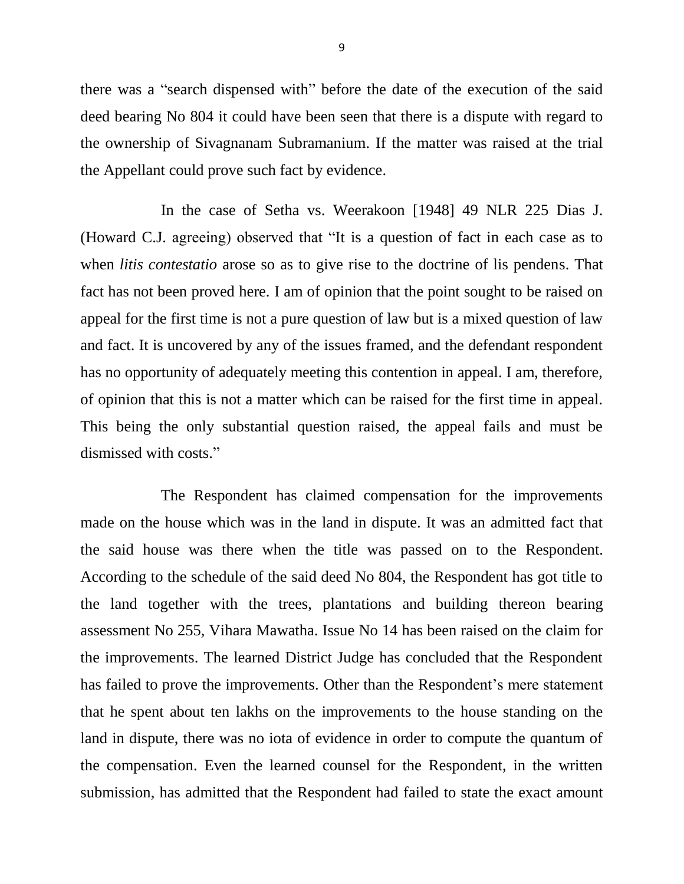there was a "search dispensed with" before the date of the execution of the said deed bearing No 804 it could have been seen that there is a dispute with regard to the ownership of Sivagnanam Subramanium. If the matter was raised at the trial the Appellant could prove such fact by evidence.

In the case of Setha vs. Weerakoon [1948] 49 NLR 225 Dias J. (Howard C.J. agreeing) observed that "It is a question of fact in each case as to when *litis contestatio* arose so as to give rise to the doctrine of lis pendens. That fact has not been proved here. I am of opinion that the point sought to be raised on appeal for the first time is not a pure question of law but is a mixed question of law and fact. It is uncovered by any of the issues framed, and the defendant respondent has no opportunity of adequately meeting this contention in appeal. I am, therefore, of opinion that this is not a matter which can be raised for the first time in appeal. This being the only substantial question raised, the appeal fails and must be dismissed with costs."

The Respondent has claimed compensation for the improvements made on the house which was in the land in dispute. It was an admitted fact that the said house was there when the title was passed on to the Respondent. According to the schedule of the said deed No 804, the Respondent has got title to the land together with the trees, plantations and building thereon bearing assessment No 255, Vihara Mawatha. Issue No 14 has been raised on the claim for the improvements. The learned District Judge has concluded that the Respondent has failed to prove the improvements. Other than the Respondent's mere statement that he spent about ten lakhs on the improvements to the house standing on the land in dispute, there was no iota of evidence in order to compute the quantum of the compensation. Even the learned counsel for the Respondent, in the written submission, has admitted that the Respondent had failed to state the exact amount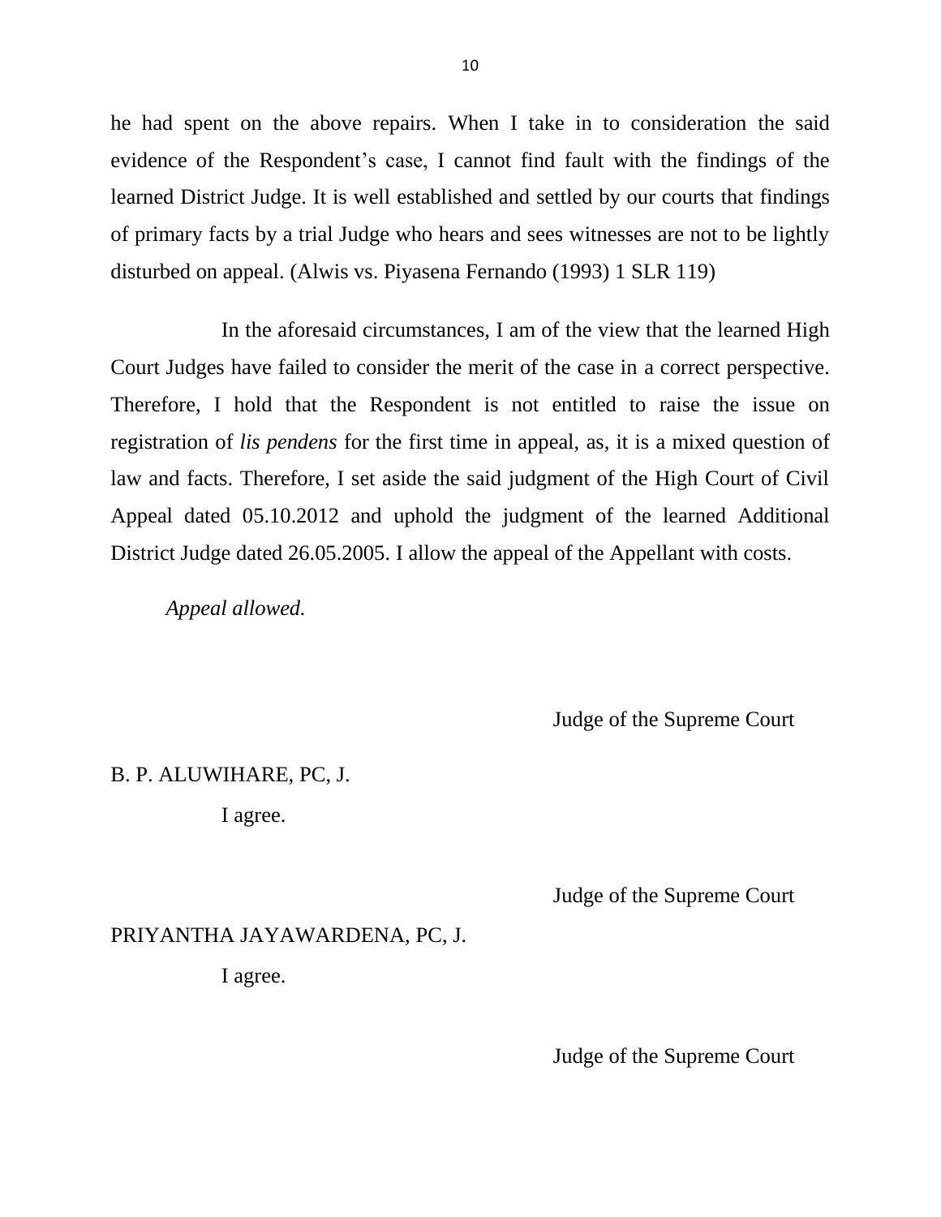he had spent on the above repairs. When I take in to consideration the said evidence of the Respondent's case, I cannot find fault with the findings of the learned District Judge. It is well established and settled by our courts that findings of primary facts by a trial Judge who hears and sees witnesses are not to be lightly disturbed on appeal. (Alwis vs. Piyasena Fernando (1993) 1 SLR 119)

In the aforesaid circumstances, I am of the view that the learned High Court Judges have failed to consider the merit of the case in a correct perspective. Therefore, I hold that the Respondent is not entitled to raise the issue on registration of *lis pendens* for the first time in appeal, as, it is a mixed question of law and facts. Therefore, I set aside the said judgment of the High Court of Civil Appeal dated 05.10.2012 and uphold the judgment of the learned Additional District Judge dated 26.05.2005. I allow the appeal of the Appellant with costs.

*Appeal allowed.*

Judge of the Supreme Court

B. P. ALUWIHARE, PC, J.

I agree.

Judge of the Supreme Court

PRIYANTHA JAYAWARDENA, PC, J.

I agree.

Judge of the Supreme Court